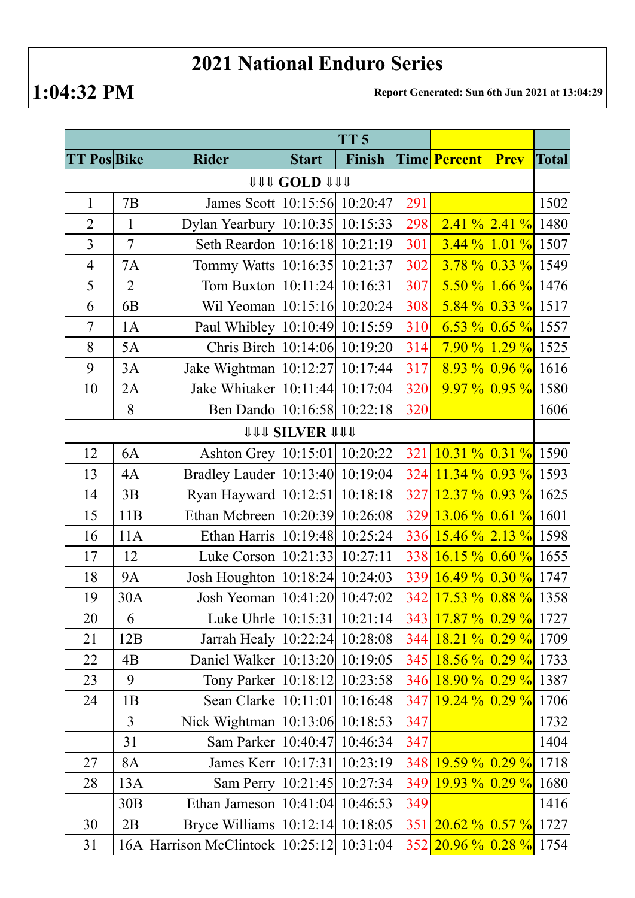# 2021 National Enduro Series

**1:04:32 PM**

**Report Generated: Sun 6th Jun 2021 at 13:04:29**

| | | | TT 5 | | | | | |
|---|---|---|---|---|---|---|---|---|
| **TT Pos** | **Bike** | **Rider** | **Start** | **Finish** | **Time** | **Percent** | **Prev** | **Total** |
| | | **⇓⇓⇓ GOLD ⇓⇓⇓** | | | | | | |
| 1 | 7B | James Scott | 10:15:56 | 10:20:47 | 291 | | | 1502 |
| 2 | 1 | Dylan Yearbury | 10:10:35 | 10:15:33 | 298 | 2.41 % | 2.41 % | 1480 |
| 3 | 7 | Seth Reardon | 10:16:18 | 10:21:19 | 301 | 3.44 % | 1.01 % | 1507 |
| 4 | 7A | Tommy Watts | 10:16:35 | 10:21:37 | 302 | 3.78 % | 0.33 % | 1549 |
| 5 | 2 | Tom Buxton | 10:11:24 | 10:16:31 | 307 | 5.50 % | 1.66 % | 1476 |
| 6 | 6B | Wil Yeoman | 10:15:16 | 10:20:24 | 308 | 5.84 % | 0.33 % | 1517 |
| 7 | 1A | Paul Whibley | 10:10:49 | 10:15:59 | 310 | 6.53 % | 0.65 % | 1557 |
| 8 | 5A | Chris Birch | 10:14:06 | 10:19:20 | 314 | 7.90 % | 1.29 % | 1525 |
| 9 | 3A | Jake Wightman | 10:12:27 | 10:17:44 | 317 | 8.93 % | 0.96 % | 1616 |
| 10 | 2A | Jake Whitaker | 10:11:44 | 10:17:04 | 320 | 9.97 % | 0.95 % | 1580 |
| | 8 | Ben Dando | 10:16:58 | 10:22:18 | 320 | | | 1606 |
| | | **⇓⇓⇓ SILVER ⇓⇓⇓** | | | | | | |
| 12 | 6A | Ashton Grey | 10:15:01 | 10:20:22 | 321 | 10.31 % | 0.31 % | 1590 |
| 13 | 4A | Bradley Lauder | 10:13:40 | 10:19:04 | 324 | 11.34 % | 0.93 % | 1593 |
| 14 | 3B | Ryan Hayward | 10:12:51 | 10:18:18 | 327 | 12.37 % | 0.93 % | 1625 |
| 15 | 11B | Ethan Mcbreen | 10:20:39 | 10:26:08 | 329 | 13.06 % | 0.61 % | 1601 |
| 16 | 11A | Ethan Harris | 10:19:48 | 10:25:24 | 336 | 15.46 % | 2.13 % | 1598 |
| 17 | 12 | Luke Corson | 10:21:33 | 10:27:11 | 338 | 16.15 % | 0.60 % | 1655 |
| 18 | 9A | Josh Houghton | 10:18:24 | 10:24:03 | 339 | 16.49 % | 0.30 % | 1747 |
| 19 | 30A | Josh Yeoman | 10:41:20 | 10:47:02 | 342 | 17.53 % | 0.88 % | 1358 |
| 20 | 6 | Luke Uhrle | 10:15:31 | 10:21:14 | 343 | 17.87 % | 0.29 % | 1727 |
| 21 | 12B | Jarrah Healy | 10:22:24 | 10:28:08 | 344 | 18.21 % | 0.29 % | 1709 |
| 22 | 4B | Daniel Walker | 10:13:20 | 10:19:05 | 345 | 18.56 % | 0.29 % | 1733 |
| 23 | 9 | Tony Parker | 10:18:12 | 10:23:58 | 346 | 18.90 % | 0.29 % | 1387 |
| 24 | 1B | Sean Clarke | 10:11:01 | 10:16:48 | 347 | 19.24 % | 0.29 % | 1706 |
| | 3 | Nick Wightman | 10:13:06 | 10:18:53 | 347 | | | 1732 |
| | 31 | Sam Parker | 10:40:47 | 10:46:34 | 347 | | | 1404 |
| 27 | 8A | James Kerr | 10:17:31 | 10:23:19 | 348 | 19.59 % | 0.29 % | 1718 |
| 28 | 13A | Sam Perry | 10:21:45 | 10:27:34 | 349 | 19.93 % | 0.29 % | 1680 |
| | 30B | Ethan Jameson | 10:41:04 | 10:46:53 | 349 | | | 1416 |
| 30 | 2B | Bryce Williams | 10:12:14 | 10:18:05 | 351 | 20.62 % | 0.57 % | 1727 |
| 31 | 16A | Harrison McClintock | 10:25:12 | 10:31:04 | 352 | 20.96 % | 0.28 % | 1754 |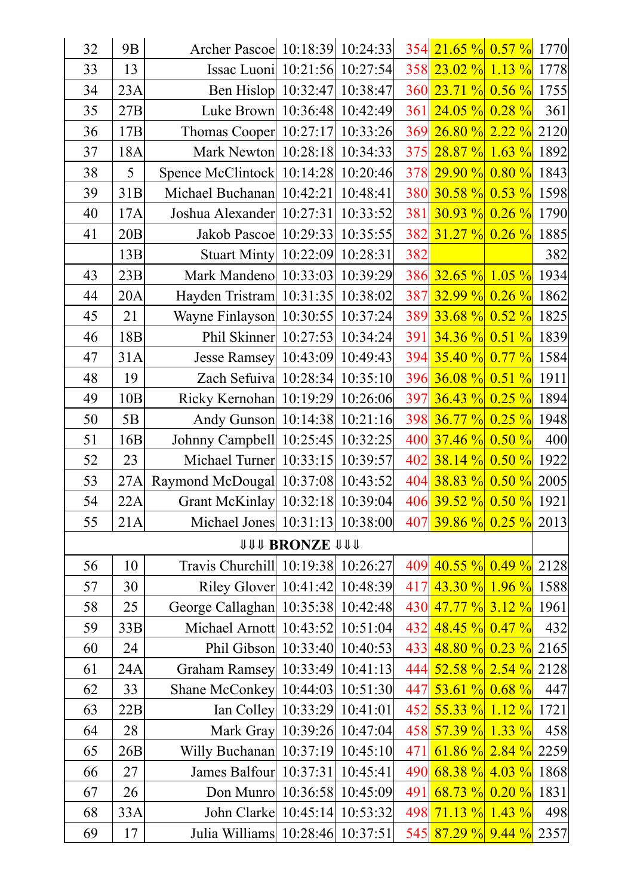| | | | | | | | | |
|---|---|---|---|---|---|---|---|---|
| 32 | 9B | Archer Pascoe | 10:18:39 | 10:24:33 | 354 | 21.65 % | 0.57 % | 1770 |
| 33 | 13 | Issac Luoni | 10:21:56 | 10:27:54 | 358 | 23.02 % | 1.13 % | 1778 |
| 34 | 23A | Ben Hislop | 10:32:47 | 10:38:47 | 360 | 23.71 % | 0.56 % | 1755 |
| 35 | 27B | Luke Brown | 10:36:48 | 10:42:49 | 361 | 24.05 % | 0.28 % | 361 |
| 36 | 17B | Thomas Cooper | 10:27:17 | 10:33:26 | 369 | 26.80 % | 2.22 % | 2120 |
| 37 | 18A | Mark Newton | 10:28:18 | 10:34:33 | 375 | 28.87 % | 1.63 % | 1892 |
| 38 | 5 | Spence McClintock | 10:14:28 | 10:20:46 | 378 | 29.90 % | 0.80 % | 1843 |
| 39 | 31B | Michael Buchanan | 10:42:21 | 10:48:41 | 380 | 30.58 % | 0.53 % | 1598 |
| 40 | 17A | Joshua Alexander | 10:27:31 | 10:33:52 | 381 | 30.93 % | 0.26 % | 1790 |
| 41 | 20B | Jakob Pascoe | 10:29:33 | 10:35:55 | 382 | 31.27 % | 0.26 % | 1885 |
| | 13B | Stuart Minty | 10:22:09 | 10:28:31 | 382 | | | 382 |
| 43 | 23B | Mark Mandeno | 10:33:03 | 10:39:29 | 386 | 32.65 % | 1.05 % | 1934 |
| 44 | 20A | Hayden Tristram | 10:31:35 | 10:38:02 | 387 | 32.99 % | 0.26 % | 1862 |
| 45 | 21 | Wayne Finlayson | 10:30:55 | 10:37:24 | 389 | 33.68 % | 0.52 % | 1825 |
| 46 | 18B | Phil Skinner | 10:27:53 | 10:34:24 | 391 | 34.36 % | 0.51 % | 1839 |
| 47 | 31A | Jesse Ramsey | 10:43:09 | 10:49:43 | 394 | 35.40 % | 0.77 % | 1584 |
| 48 | 19 | Zach Sefuiva | 10:28:34 | 10:35:10 | 396 | 36.08 % | 0.51 % | 1911 |
| 49 | 10B | Ricky Kernohan | 10:19:29 | 10:26:06 | 397 | 36.43 % | 0.25 % | 1894 |
| 50 | 5B | Andy Gunson | 10:14:38 | 10:21:16 | 398 | 36.77 % | 0.25 % | 1948 |
| 51 | 16B | Johnny Campbell | 10:25:45 | 10:32:25 | 400 | 37.46 % | 0.50 % | 400 |
| 52 | 23 | Michael Turner | 10:33:15 | 10:39:57 | 402 | 38.14 % | 0.50 % | 1922 |
| 53 | 27A | Raymond McDougal | 10:37:08 | 10:43:52 | 404 | 38.83 % | 0.50 % | 2005 |
| 54 | 22A | Grant McKinlay | 10:32:18 | 10:39:04 | 406 | 39.52 % | 0.50 % | 1921 |
| 55 | 21A | Michael Jones | 10:31:13 | 10:38:00 | 407 | 39.86 % | 0.25 % | 2013 |
| | | **⇓⇓⇓ BRONZE ⇓⇓⇓** | | | | | | |
| 56 | 10 | Travis Churchill | 10:19:38 | 10:26:27 | 409 | 40.55 % | 0.49 % | 2128 |
| 57 | 30 | Riley Glover | 10:41:42 | 10:48:39 | 417 | 43.30 % | 1.96 % | 1588 |
| 58 | 25 | George Callaghan | 10:35:38 | 10:42:48 | 430 | 47.77 % | 3.12 % | 1961 |
| 59 | 33B | Michael Arnott | 10:43:52 | 10:51:04 | 432 | 48.45 % | 0.47 % | 432 |
| 60 | 24 | Phil Gibson | 10:33:40 | 10:40:53 | 433 | 48.80 % | 0.23 % | 2165 |
| 61 | 24A | Graham Ramsey | 10:33:49 | 10:41:13 | 444 | 52.58 % | 2.54 % | 2128 |
| 62 | 33 | Shane McConkey | 10:44:03 | 10:51:30 | 447 | 53.61 % | 0.68 % | 447 |
| 63 | 22B | Ian Colley | 10:33:29 | 10:41:01 | 452 | 55.33 % | 1.12 % | 1721 |
| 64 | 28 | Mark Gray | 10:39:26 | 10:47:04 | 458 | 57.39 % | 1.33 % | 458 |
| 65 | 26B | Willy Buchanan | 10:37:19 | 10:45:10 | 471 | 61.86 % | 2.84 % | 2259 |
| 66 | 27 | James Balfour | 10:37:31 | 10:45:41 | 490 | 68.38 % | 4.03 % | 1868 |
| 67 | 26 | Don Munro | 10:36:58 | 10:45:09 | 491 | 68.73 % | 0.20 % | 1831 |
| 68 | 33A | John Clarke | 10:45:14 | 10:53:32 | 498 | 71.13 % | 1.43 % | 498 |
| 69 | 17 | Julia Williams | 10:28:46 | 10:37:51 | 545 | 87.29 % | 9.44 % | 2357 |